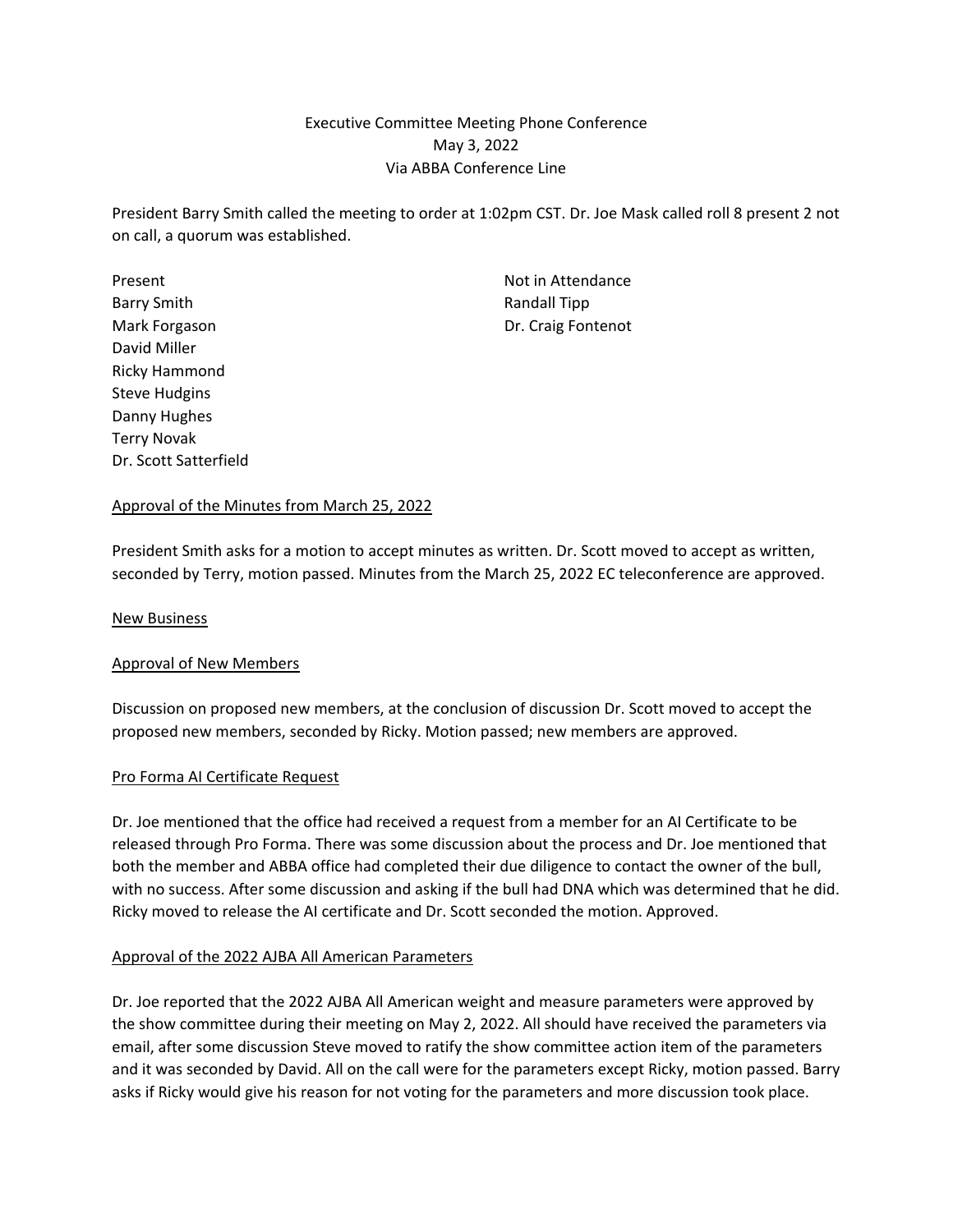Executive Committee Meeting Phone Conference
May 3, 2022
Via ABBA Conference Line

President Barry Smith called the meeting to order at 1:02pm CST. Dr. Joe Mask called roll 8 present 2 not on call, a quorum was established.

| Present | Not in Attendance |
|---|---|
| Barry Smith | Randall Tipp |
| Mark Forgason | Dr. Craig Fontenot |
| David Miller | |
| Ricky Hammond | |
| Steve Hudgins | |
| Danny Hughes | |
| Terry Novak | |
| Dr. Scott Satterfield | |

<u>Approval of the Minutes from March 25, 2022</u>

President Smith asks for a motion to accept minutes as written. Dr. Scott moved to accept as written, seconded by Terry, motion passed. Minutes from the March 25, 2022 EC teleconference are approved.

<u>New Business</u>

<u>Approval of New Members</u>

Discussion on proposed new members, at the conclusion of discussion Dr. Scott moved to accept the proposed new members, seconded by Ricky. Motion passed; new members are approved.

<u>Pro Forma AI Certificate Request</u>

Dr. Joe mentioned that the office had received a request from a member for an AI Certificate to be released through Pro Forma. There was some discussion about the process and Dr. Joe mentioned that both the member and ABBA office had completed their due diligence to contact the owner of the bull, with no success. After some discussion and asking if the bull had DNA which was determined that he did. Ricky moved to release the AI certificate and Dr. Scott seconded the motion. Approved.

<u>Approval of the 2022 AJBA All American Parameters</u>

Dr. Joe reported that the 2022 AJBA All American weight and measure parameters were approved by the show committee during their meeting on May 2, 2022. All should have received the parameters via email, after some discussion Steve moved to ratify the show committee action item of the parameters and it was seconded by David. All on the call were for the parameters except Ricky, motion passed. Barry asks if Ricky would give his reason for not voting for the parameters and more discussion took place.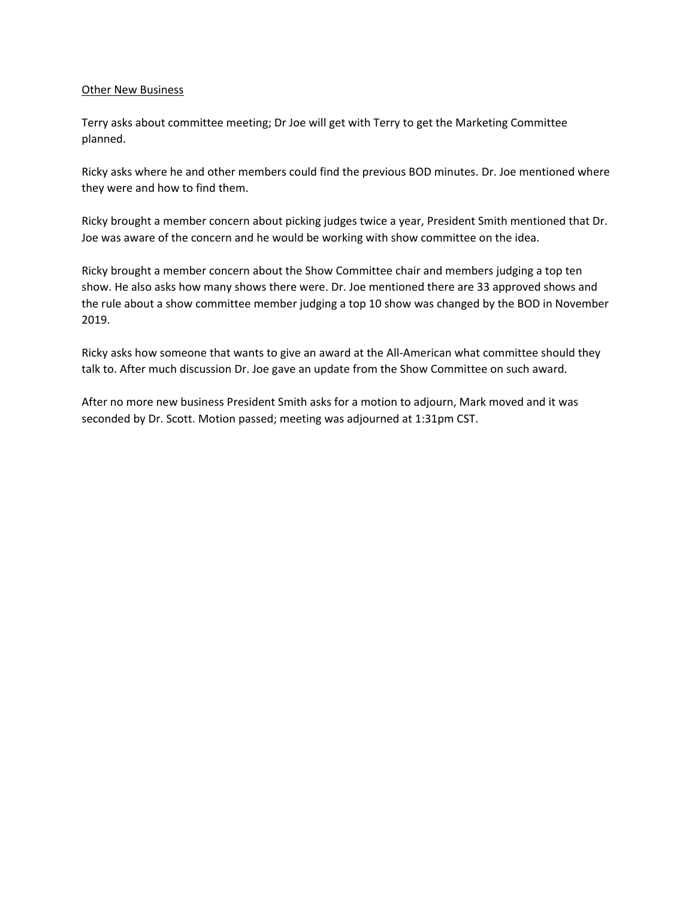<u>Other New Business</u>

Terry asks about committee meeting; Dr Joe will get with Terry to get the Marketing Committee planned.

Ricky asks where he and other members could find the previous BOD minutes. Dr. Joe mentioned where they were and how to find them.

Ricky brought a member concern about picking judges twice a year, President Smith mentioned that Dr. Joe was aware of the concern and he would be working with show committee on the idea.

Ricky brought a member concern about the Show Committee chair and members judging a top ten show. He also asks how many shows there were. Dr. Joe mentioned there are 33 approved shows and the rule about a show committee member judging a top 10 show was changed by the BOD in November 2019.

Ricky asks how someone that wants to give an award at the All-American what committee should they talk to. After much discussion Dr. Joe gave an update from the Show Committee on such award.

After no more new business President Smith asks for a motion to adjourn, Mark moved and it was seconded by Dr. Scott. Motion passed; meeting was adjourned at 1:31pm CST.